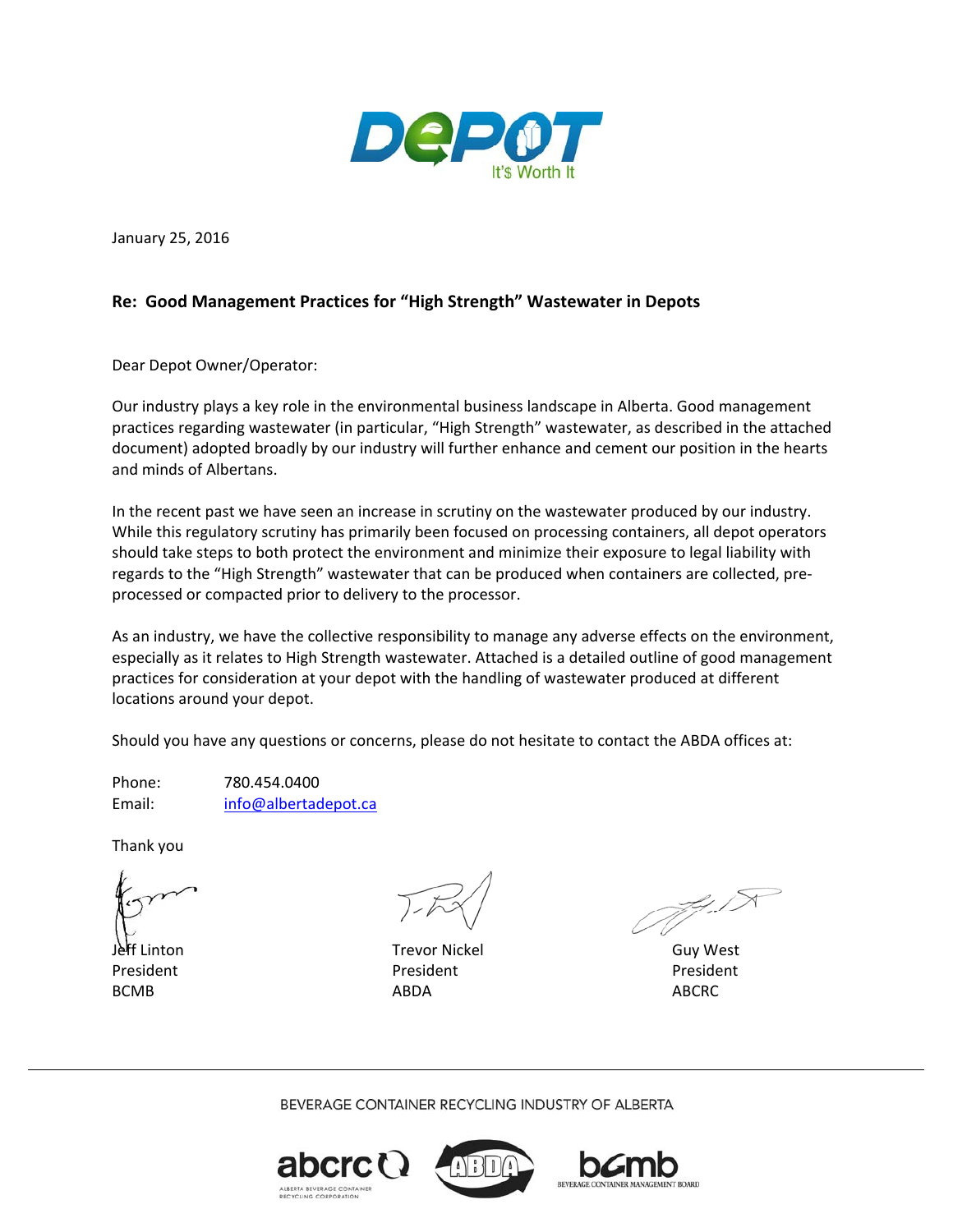DEPOT
It's Worth It

January 25, 2016

**Re: Good Management Practices for "High Strength" Wastewater in Depots**

Dear Depot Owner/Operator:

Our industry plays a key role in the environmental business landscape in Alberta. Good management practices regarding wastewater (in particular, "High Strength" wastewater, as described in the attached document) adopted broadly by our industry will further enhance and cement our position in the hearts and minds of Albertans.

In the recent past we have seen an increase in scrutiny on the wastewater produced by our industry. While this regulatory scrutiny has primarily been focused on processing containers, all depot operators should take steps to both protect the environment and minimize their exposure to legal liability with regards to the "High Strength" wastewater that can be produced when containers are collected, pre-processed or compacted prior to delivery to the processor.

As an industry, we have the collective responsibility to manage any adverse effects on the environment, especially as it relates to High Strength wastewater. Attached is a detailed outline of good management practices for consideration at your depot with the handling of wastewater produced at different locations around your depot.

Should you have any questions or concerns, please do not hesitate to contact the ABDA offices at:

Phone: 780.454.0400
Email: info@albertadepot.ca

Thank you

| Jeff Linton | Trevor Nickel | Guy West |
|---|---|---|
| President | President | President |
| BCMB | ABDA | ABCRC |

BEVERAGE CONTAINER RECYCLING INDUSTRY OF ALBERTA

abcrc — ALBERTA BEVERAGE CONTAINER RECYCLING CORPORATION · ABDA · bcmb — BEVERAGE CONTAINER MANAGEMENT BOARD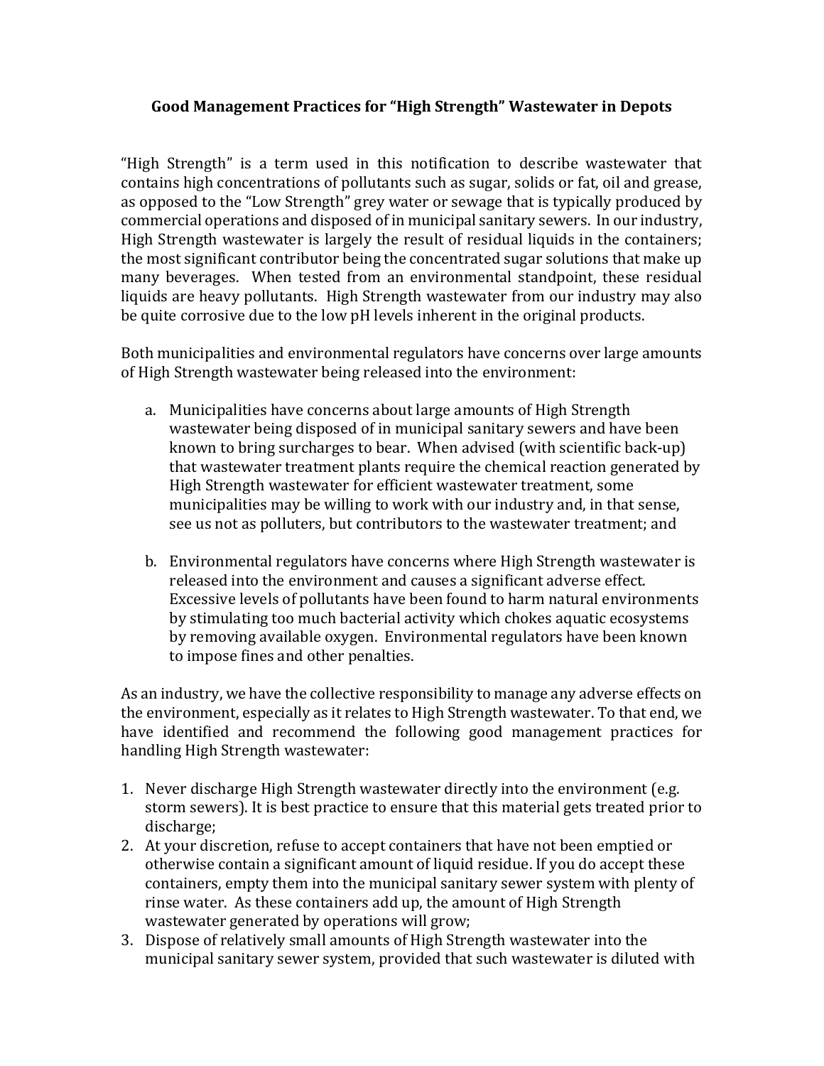# Good Management Practices for "High Strength" Wastewater in Depots

"High Strength" is a term used in this notification to describe wastewater that contains high concentrations of pollutants such as sugar, solids or fat, oil and grease, as opposed to the "Low Strength" grey water or sewage that is typically produced by commercial operations and disposed of in municipal sanitary sewers. In our industry, High Strength wastewater is largely the result of residual liquids in the containers; the most significant contributor being the concentrated sugar solutions that make up many beverages. When tested from an environmental standpoint, these residual liquids are heavy pollutants. High Strength wastewater from our industry may also be quite corrosive due to the low pH levels inherent in the original products.

Both municipalities and environmental regulators have concerns over large amounts of High Strength wastewater being released into the environment:

a. Municipalities have concerns about large amounts of High Strength wastewater being disposed of in municipal sanitary sewers and have been known to bring surcharges to bear. When advised (with scientific back-up) that wastewater treatment plants require the chemical reaction generated by High Strength wastewater for efficient wastewater treatment, some municipalities may be willing to work with our industry and, in that sense, see us not as polluters, but contributors to the wastewater treatment; and

b. Environmental regulators have concerns where High Strength wastewater is released into the environment and causes a significant adverse effect. Excessive levels of pollutants have been found to harm natural environments by stimulating too much bacterial activity which chokes aquatic ecosystems by removing available oxygen. Environmental regulators have been known to impose fines and other penalties.

As an industry, we have the collective responsibility to manage any adverse effects on the environment, especially as it relates to High Strength wastewater. To that end, we have identified and recommend the following good management practices for handling High Strength wastewater:

1. Never discharge High Strength wastewater directly into the environment (e.g. storm sewers). It is best practice to ensure that this material gets treated prior to discharge;
2. At your discretion, refuse to accept containers that have not been emptied or otherwise contain a significant amount of liquid residue. If you do accept these containers, empty them into the municipal sanitary sewer system with plenty of rinse water. As these containers add up, the amount of High Strength wastewater generated by operations will grow;
3. Dispose of relatively small amounts of High Strength wastewater into the municipal sanitary sewer system, provided that such wastewater is diluted with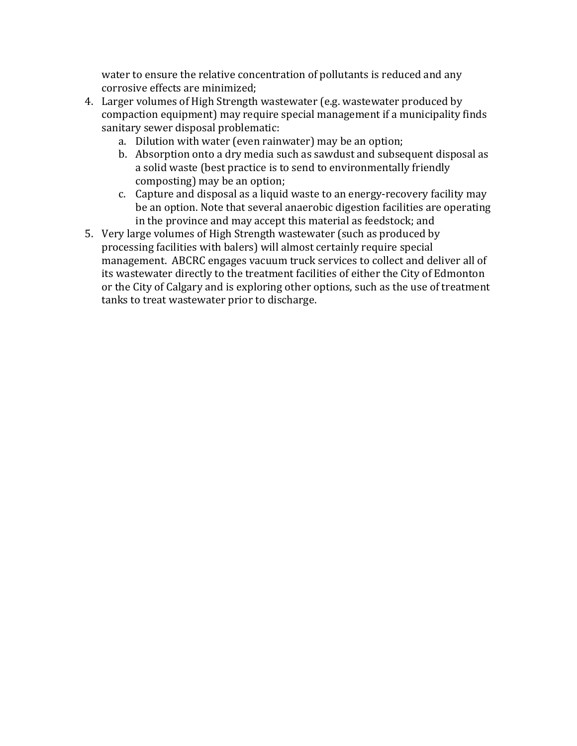water to ensure the relative concentration of pollutants is reduced and any corrosive effects are minimized;

4. Larger volumes of High Strength wastewater (e.g. wastewater produced by compaction equipment) may require special management if a municipality finds sanitary sewer disposal problematic:
   a. Dilution with water (even rainwater) may be an option;
   b. Absorption onto a dry media such as sawdust and subsequent disposal as a solid waste (best practice is to send to environmentally friendly composting) may be an option;
   c. Capture and disposal as a liquid waste to an energy-recovery facility may be an option. Note that several anaerobic digestion facilities are operating in the province and may accept this material as feedstock; and
5. Very large volumes of High Strength wastewater (such as produced by processing facilities with balers) will almost certainly require special management. ABCRC engages vacuum truck services to collect and deliver all of its wastewater directly to the treatment facilities of either the City of Edmonton or the City of Calgary and is exploring other options, such as the use of treatment tanks to treat wastewater prior to discharge.